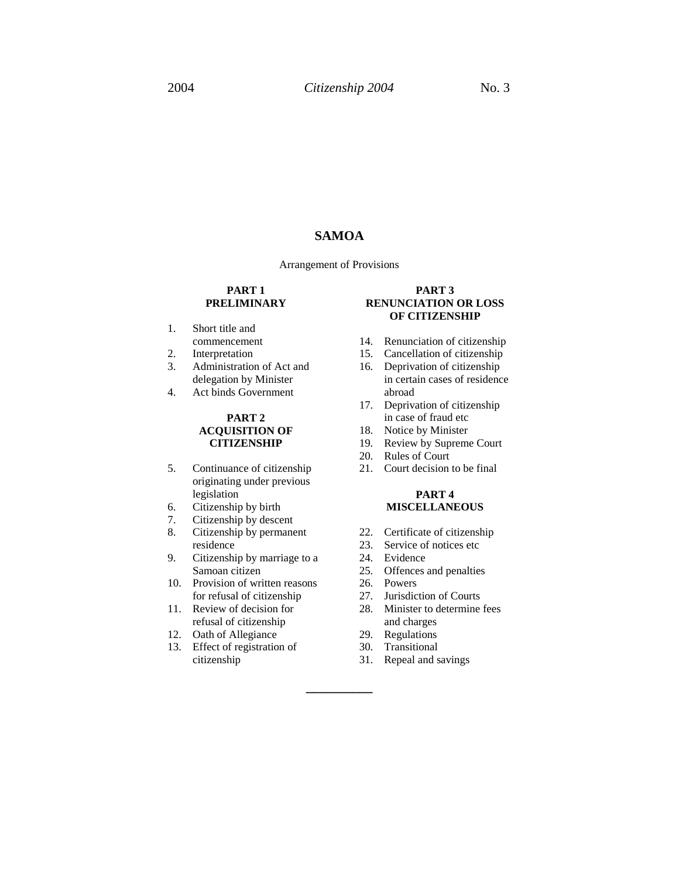# SAMOA

Arrangement of Provisions

**PART 1**
**PRELIMINARY**

1. Short title and commencement
2. Interpretation
3. Administration of Act and delegation by Minister
4. Act binds Government

**PART 2**
**ACQUISITION OF CITIZENSHIP**

5. Continuance of citizenship originating under previous legislation
6. Citizenship by birth
7. Citizenship by descent
8. Citizenship by permanent residence
9. Citizenship by marriage to a Samoan citizen
10. Provision of written reasons for refusal of citizenship
11. Review of decision for refusal of citizenship
12. Oath of Allegiance
13. Effect of registration of citizenship

**PART 3**
**RENUNCIATION OR LOSS OF CITIZENSHIP**

14. Renunciation of citizenship
15. Cancellation of citizenship
16. Deprivation of citizenship in certain cases of residence abroad
17. Deprivation of citizenship in case of fraud etc
18. Notice by Minister
19. Review by Supreme Court
20. Rules of Court
21. Court decision to be final

**PART 4**
**MISCELLANEOUS**

22. Certificate of citizenship
23. Service of notices etc
24. Evidence
25. Offences and penalties
26. Powers
27. Jurisdiction of Courts
28. Minister to determine fees and charges
29. Regulations
30. Transitional
31. Repeal and savings

---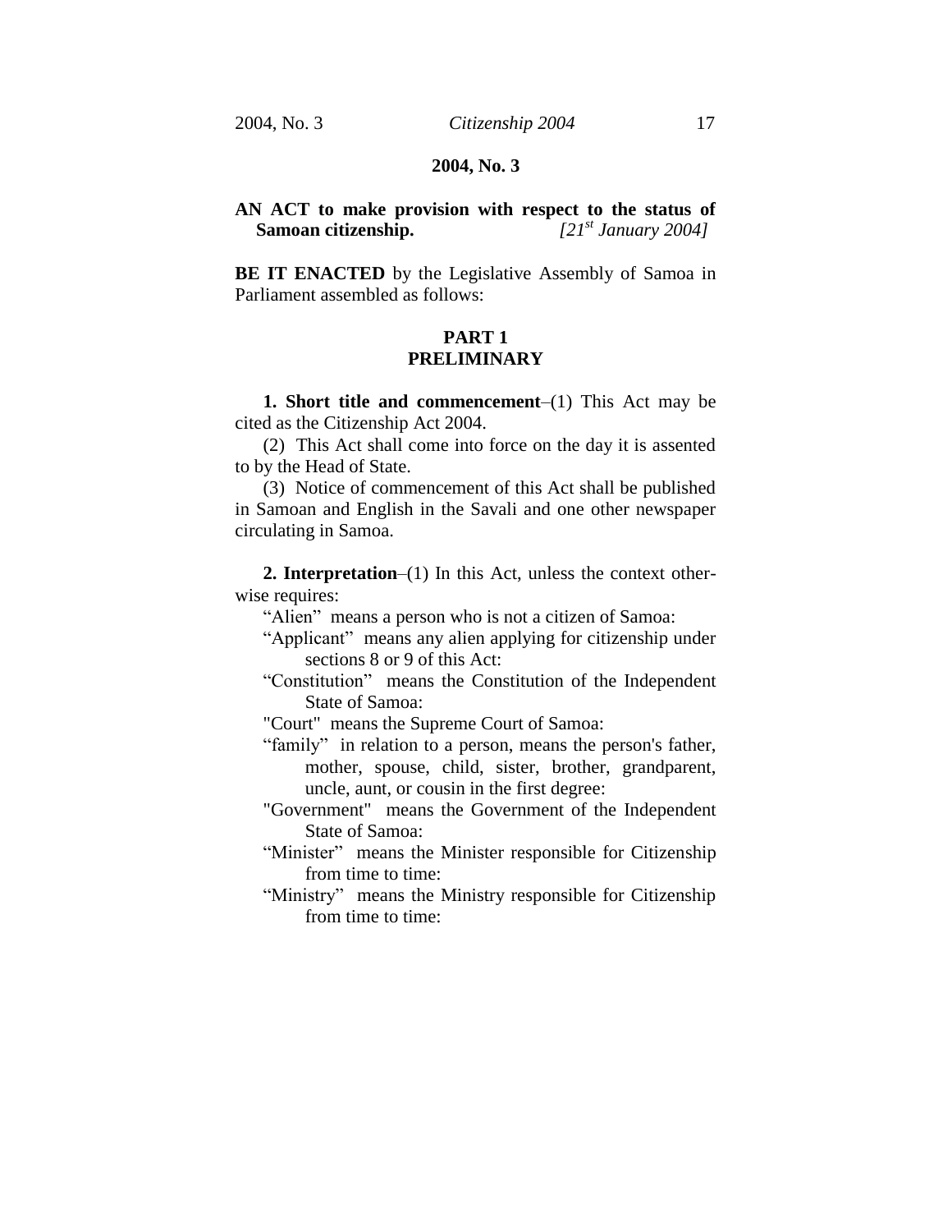# 2004, No. 3

**AN ACT to make provision with respect to the status of Samoan citizenship.** *[21st January 2004]*

**BE IT ENACTED** by the Legislative Assembly of Samoa in Parliament assembled as follows:

## PART 1
## PRELIMINARY

**1. Short title and commencement**–(1) This Act may be cited as the Citizenship Act 2004.

(2) This Act shall come into force on the day it is assented to by the Head of State.

(3) Notice of commencement of this Act shall be published in Samoan and English in the Savali and one other newspaper circulating in Samoa.

**2. Interpretation**–(1) In this Act, unless the context otherwise requires:

"Alien" means a person who is not a citizen of Samoa:

"Applicant" means any alien applying for citizenship under sections 8 or 9 of this Act:

"Constitution" means the Constitution of the Independent State of Samoa:

"Court" means the Supreme Court of Samoa:

"family" in relation to a person, means the person's father, mother, spouse, child, sister, brother, grandparent, uncle, aunt, or cousin in the first degree:

"Government" means the Government of the Independent State of Samoa:

"Minister" means the Minister responsible for Citizenship from time to time:

"Ministry" means the Ministry responsible for Citizenship from time to time: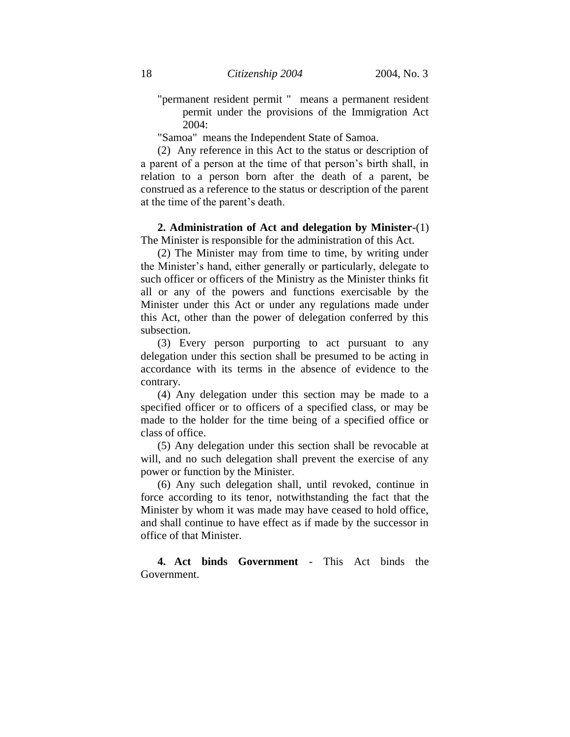"permanent resident permit " means a permanent resident permit under the provisions of the Immigration Act 2004:

"Samoa" means the Independent State of Samoa.

(2) Any reference in this Act to the status or description of a parent of a person at the time of that person's birth shall, in relation to a person born after the death of a parent, be construed as a reference to the status or description of the parent at the time of the parent's death.

**2. Administration of Act and delegation by Minister**-(1) The Minister is responsible for the administration of this Act.

(2) The Minister may from time to time, by writing under the Minister's hand, either generally or particularly, delegate to such officer or officers of the Ministry as the Minister thinks fit all or any of the powers and functions exercisable by the Minister under this Act or under any regulations made under this Act, other than the power of delegation conferred by this subsection.

(3) Every person purporting to act pursuant to any delegation under this section shall be presumed to be acting in accordance with its terms in the absence of evidence to the contrary.

(4) Any delegation under this section may be made to a specified officer or to officers of a specified class, or may be made to the holder for the time being of a specified office or class of office.

(5) Any delegation under this section shall be revocable at will, and no such delegation shall prevent the exercise of any power or function by the Minister.

(6) Any such delegation shall, until revoked, continue in force according to its tenor, notwithstanding the fact that the Minister by whom it was made may have ceased to hold office, and shall continue to have effect as if made by the successor in office of that Minister.

**4. Act binds Government** - This Act binds the Government.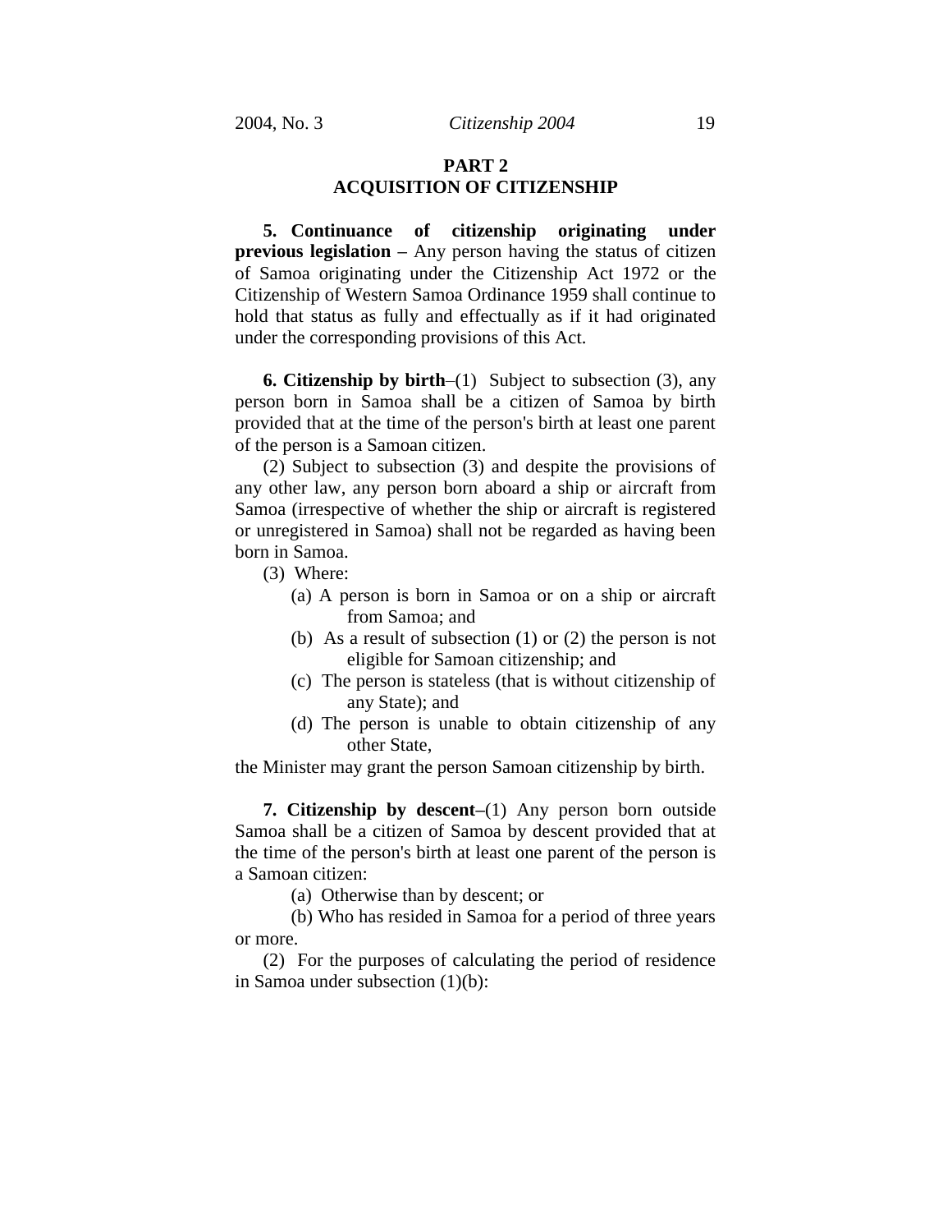## PART 2
## ACQUISITION OF CITIZENSHIP

**5. Continuance of citizenship originating under previous legislation –** Any person having the status of citizen of Samoa originating under the Citizenship Act 1972 or the Citizenship of Western Samoa Ordinance 1959 shall continue to hold that status as fully and effectually as if it had originated under the corresponding provisions of this Act.

**6. Citizenship by birth**–(1) Subject to subsection (3), any person born in Samoa shall be a citizen of Samoa by birth provided that at the time of the person's birth at least one parent of the person is a Samoan citizen.

(2) Subject to subsection (3) and despite the provisions of any other law, any person born aboard a ship or aircraft from Samoa (irrespective of whether the ship or aircraft is registered or unregistered in Samoa) shall not be regarded as having been born in Samoa.

(3) Where:

(a) A person is born in Samoa or on a ship or aircraft from Samoa; and

(b) As a result of subsection (1) or (2) the person is not eligible for Samoan citizenship; and

(c) The person is stateless (that is without citizenship of any State); and

(d) The person is unable to obtain citizenship of any other State,

the Minister may grant the person Samoan citizenship by birth.

**7. Citizenship by descent**–(1) Any person born outside Samoa shall be a citizen of Samoa by descent provided that at the time of the person's birth at least one parent of the person is a Samoan citizen:

(a) Otherwise than by descent; or

(b) Who has resided in Samoa for a period of three years or more.

(2) For the purposes of calculating the period of residence in Samoa under subsection (1)(b):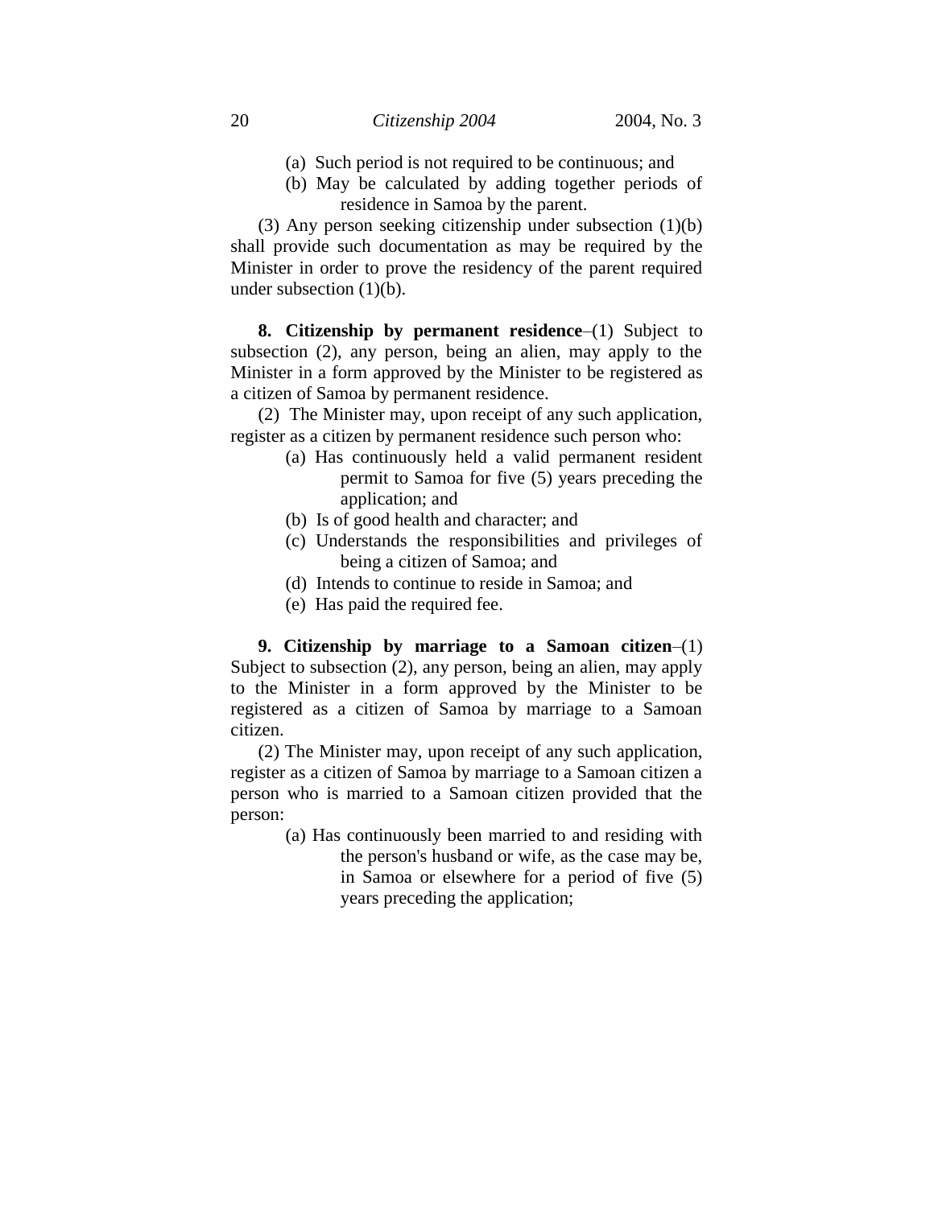(a) Such period is not required to be continuous; and

(b) May be calculated by adding together periods of residence in Samoa by the parent.

(3) Any person seeking citizenship under subsection (1)(b) shall provide such documentation as may be required by the Minister in order to prove the residency of the parent required under subsection (1)(b).

**8. Citizenship by permanent residence**–(1) Subject to subsection (2), any person, being an alien, may apply to the Minister in a form approved by the Minister to be registered as a citizen of Samoa by permanent residence.

(2) The Minister may, upon receipt of any such application, register as a citizen by permanent residence such person who:

(a) Has continuously held a valid permanent resident permit to Samoa for five (5) years preceding the application; and

(b) Is of good health and character; and

(c) Understands the responsibilities and privileges of being a citizen of Samoa; and

(d) Intends to continue to reside in Samoa; and

(e) Has paid the required fee.

**9. Citizenship by marriage to a Samoan citizen**–(1) Subject to subsection (2), any person, being an alien, may apply to the Minister in a form approved by the Minister to be registered as a citizen of Samoa by marriage to a Samoan citizen.

(2) The Minister may, upon receipt of any such application, register as a citizen of Samoa by marriage to a Samoan citizen a person who is married to a Samoan citizen provided that the person:

(a) Has continuously been married to and residing with the person's husband or wife, as the case may be, in Samoa or elsewhere for a period of five (5) years preceding the application;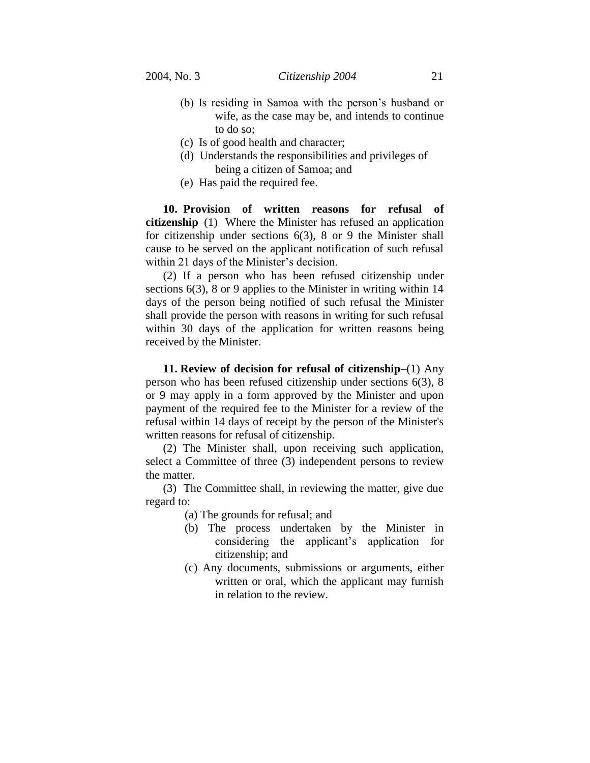(b) Is residing in Samoa with the person's husband or wife, as the case may be, and intends to continue to do so;

(c) Is of good health and character;

(d) Understands the responsibilities and privileges of being a citizen of Samoa; and

(e) Has paid the required fee.

**10. Provision of written reasons for refusal of citizenship**–(1) Where the Minister has refused an application for citizenship under sections 6(3), 8 or 9 the Minister shall cause to be served on the applicant notification of such refusal within 21 days of the Minister's decision.

(2) If a person who has been refused citizenship under sections 6(3), 8 or 9 applies to the Minister in writing within 14 days of the person being notified of such refusal the Minister shall provide the person with reasons in writing for such refusal within 30 days of the application for written reasons being received by the Minister.

**11. Review of decision for refusal of citizenship**–(1) Any person who has been refused citizenship under sections 6(3), 8 or 9 may apply in a form approved by the Minister and upon payment of the required fee to the Minister for a review of the refusal within 14 days of receipt by the person of the Minister's written reasons for refusal of citizenship.

(2) The Minister shall, upon receiving such application, select a Committee of three (3) independent persons to review the matter.

(3) The Committee shall, in reviewing the matter, give due regard to:

(a) The grounds for refusal; and

(b) The process undertaken by the Minister in considering the applicant's application for citizenship; and

(c) Any documents, submissions or arguments, either written or oral, which the applicant may furnish in relation to the review.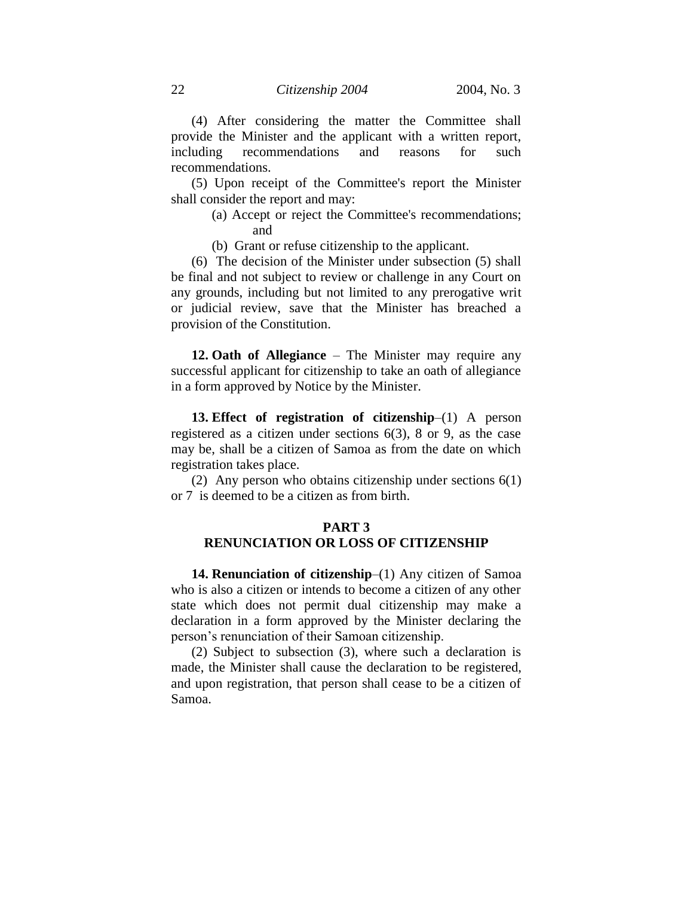(4) After considering the matter the Committee shall provide the Minister and the applicant with a written report, including recommendations and reasons for such recommendations.

(5) Upon receipt of the Committee's report the Minister shall consider the report and may:

(a) Accept or reject the Committee's recommendations; and

(b) Grant or refuse citizenship to the applicant.

(6) The decision of the Minister under subsection (5) shall be final and not subject to review or challenge in any Court on any grounds, including but not limited to any prerogative writ or judicial review, save that the Minister has breached a provision of the Constitution.

**12. Oath of Allegiance** – The Minister may require any successful applicant for citizenship to take an oath of allegiance in a form approved by Notice by the Minister.

**13. Effect of registration of citizenship**–(1) A person registered as a citizen under sections 6(3), 8 or 9, as the case may be, shall be a citizen of Samoa as from the date on which registration takes place.

(2) Any person who obtains citizenship under sections 6(1) or 7 is deemed to be a citizen as from birth.

## PART 3
## RENUNCIATION OR LOSS OF CITIZENSHIP

**14. Renunciation of citizenship**–(1) Any citizen of Samoa who is also a citizen or intends to become a citizen of any other state which does not permit dual citizenship may make a declaration in a form approved by the Minister declaring the person's renunciation of their Samoan citizenship.

(2) Subject to subsection (3), where such a declaration is made, the Minister shall cause the declaration to be registered, and upon registration, that person shall cease to be a citizen of Samoa.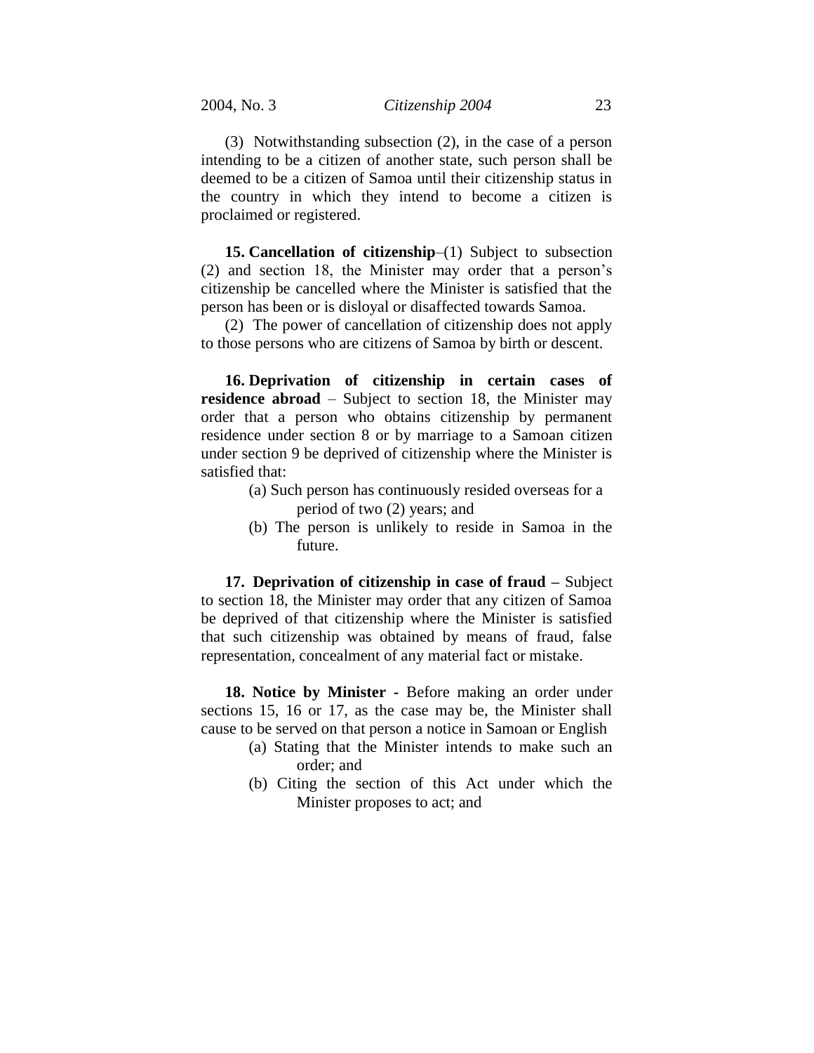(3) Notwithstanding subsection (2), in the case of a person intending to be a citizen of another state, such person shall be deemed to be a citizen of Samoa until their citizenship status in the country in which they intend to become a citizen is proclaimed or registered.

**15. Cancellation of citizenship**–(1) Subject to subsection (2) and section 18, the Minister may order that a person's citizenship be cancelled where the Minister is satisfied that the person has been or is disloyal or disaffected towards Samoa.

(2) The power of cancellation of citizenship does not apply to those persons who are citizens of Samoa by birth or descent.

**16. Deprivation of citizenship in certain cases of residence abroad** – Subject to section 18, the Minister may order that a person who obtains citizenship by permanent residence under section 8 or by marriage to a Samoan citizen under section 9 be deprived of citizenship where the Minister is satisfied that:

(a) Such person has continuously resided overseas for a period of two (2) years; and

(b) The person is unlikely to reside in Samoa in the future.

**17. Deprivation of citizenship in case of fraud –** Subject to section 18, the Minister may order that any citizen of Samoa be deprived of that citizenship where the Minister is satisfied that such citizenship was obtained by means of fraud, false representation, concealment of any material fact or mistake.

**18. Notice by Minister -** Before making an order under sections 15, 16 or 17, as the case may be, the Minister shall cause to be served on that person a notice in Samoan or English

(a) Stating that the Minister intends to make such an order; and

(b) Citing the section of this Act under which the Minister proposes to act; and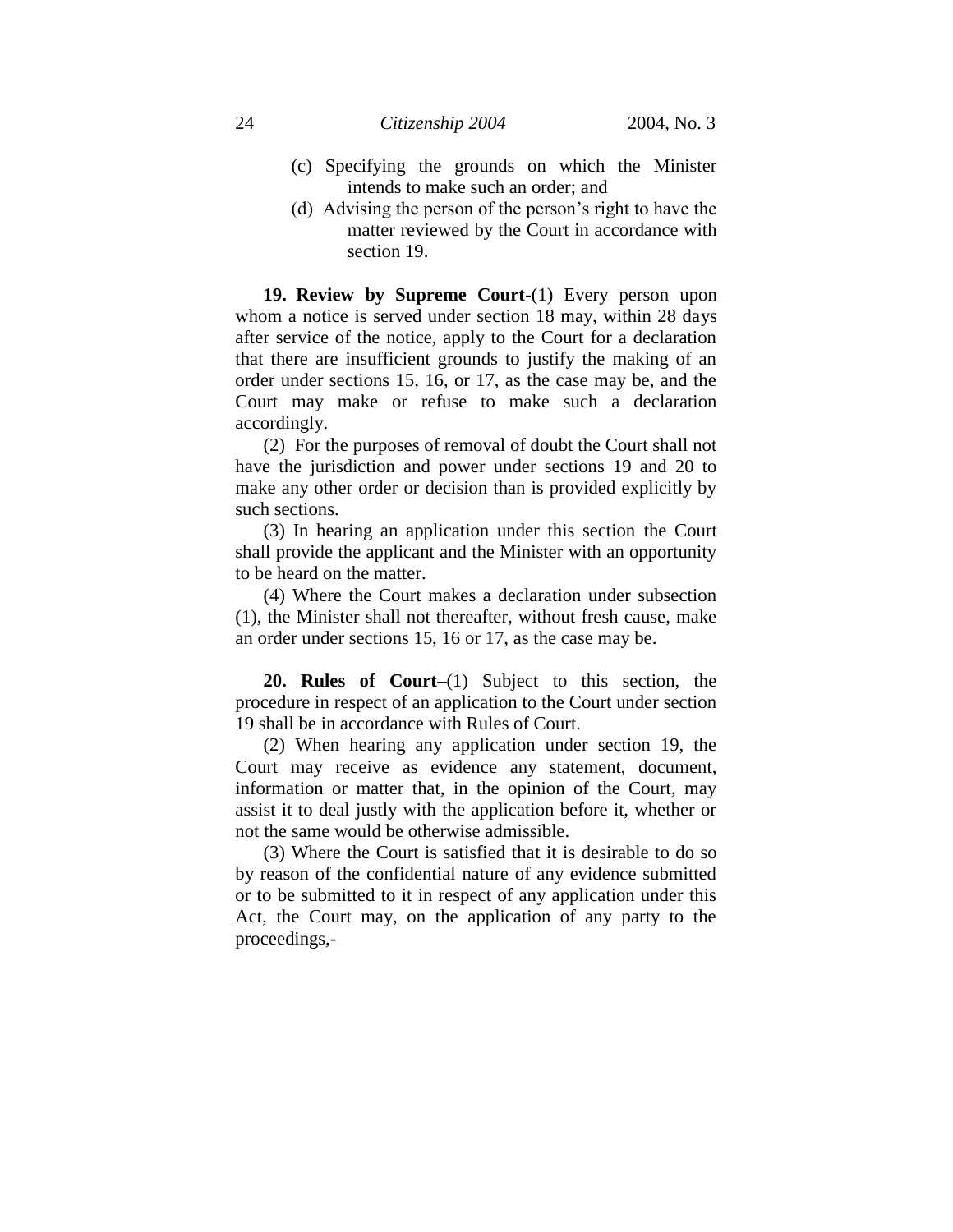(c) Specifying the grounds on which the Minister intends to make such an order; and

(d) Advising the person of the person's right to have the matter reviewed by the Court in accordance with section 19.

**19. Review by Supreme Court**-(1) Every person upon whom a notice is served under section 18 may, within 28 days after service of the notice, apply to the Court for a declaration that there are insufficient grounds to justify the making of an order under sections 15, 16, or 17, as the case may be, and the Court may make or refuse to make such a declaration accordingly.

(2) For the purposes of removal of doubt the Court shall not have the jurisdiction and power under sections 19 and 20 to make any other order or decision than is provided explicitly by such sections.

(3) In hearing an application under this section the Court shall provide the applicant and the Minister with an opportunity to be heard on the matter.

(4) Where the Court makes a declaration under subsection (1), the Minister shall not thereafter, without fresh cause, make an order under sections 15, 16 or 17, as the case may be.

**20. Rules of Court**–(1) Subject to this section, the procedure in respect of an application to the Court under section 19 shall be in accordance with Rules of Court.

(2) When hearing any application under section 19, the Court may receive as evidence any statement, document, information or matter that, in the opinion of the Court, may assist it to deal justly with the application before it, whether or not the same would be otherwise admissible.

(3) Where the Court is satisfied that it is desirable to do so by reason of the confidential nature of any evidence submitted or to be submitted to it in respect of any application under this Act, the Court may, on the application of any party to the proceedings,-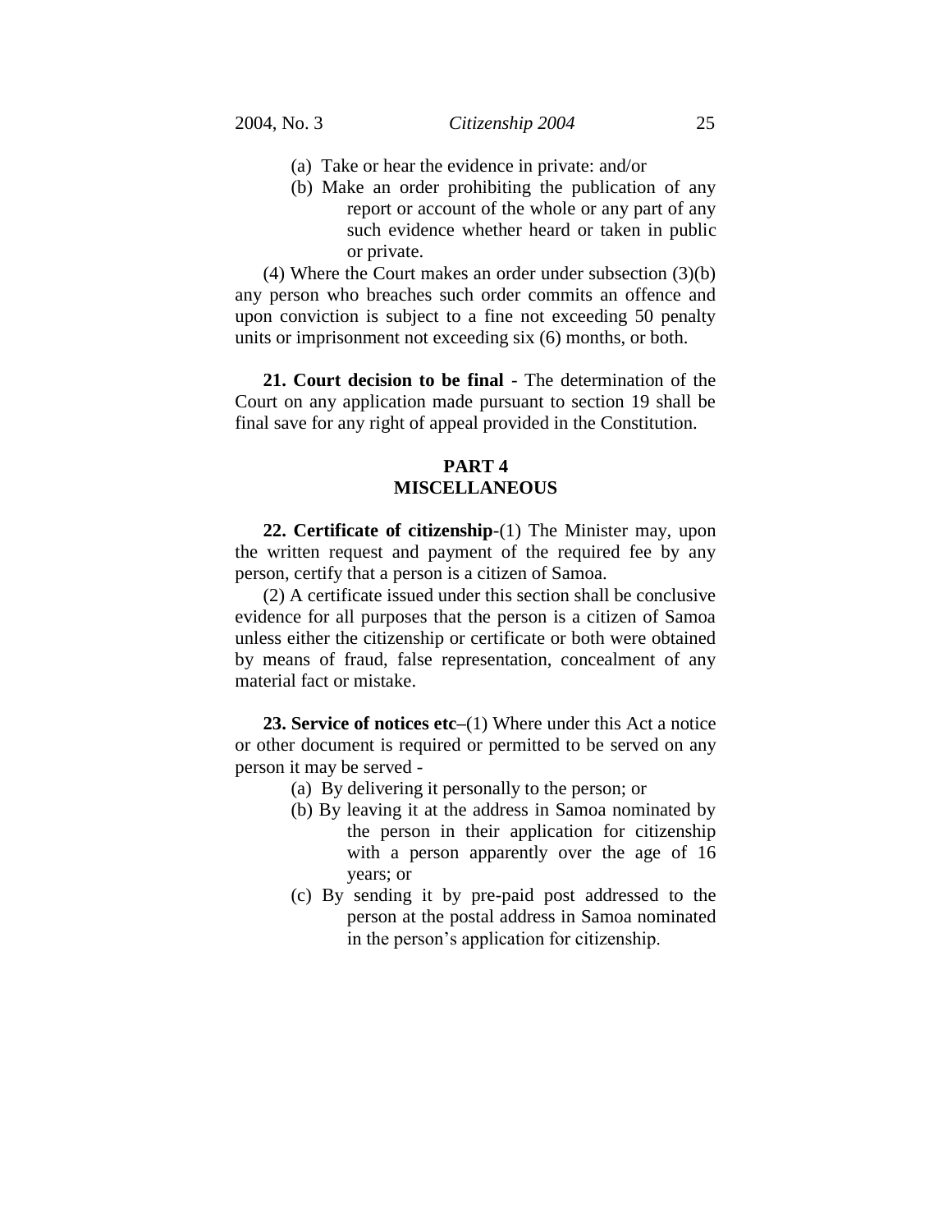(a) Take or hear the evidence in private: and/or
(b) Make an order prohibiting the publication of any report or account of the whole or any part of any such evidence whether heard or taken in public or private.

(4) Where the Court makes an order under subsection (3)(b) any person who breaches such order commits an offence and upon conviction is subject to a fine not exceeding 50 penalty units or imprisonment not exceeding six (6) months, or both.

**21. Court decision to be final** - The determination of the Court on any application made pursuant to section 19 shall be final save for any right of appeal provided in the Constitution.

## PART 4
## MISCELLANEOUS

**22. Certificate of citizenship**-(1) The Minister may, upon the written request and payment of the required fee by any person, certify that a person is a citizen of Samoa.

(2) A certificate issued under this section shall be conclusive evidence for all purposes that the person is a citizen of Samoa unless either the citizenship or certificate or both were obtained by means of fraud, false representation, concealment of any material fact or mistake.

**23. Service of notices etc**–(1) Where under this Act a notice or other document is required or permitted to be served on any person it may be served -

(a) By delivering it personally to the person; or
(b) By leaving it at the address in Samoa nominated by the person in their application for citizenship with a person apparently over the age of 16 years; or
(c) By sending it by pre-paid post addressed to the person at the postal address in Samoa nominated in the person's application for citizenship.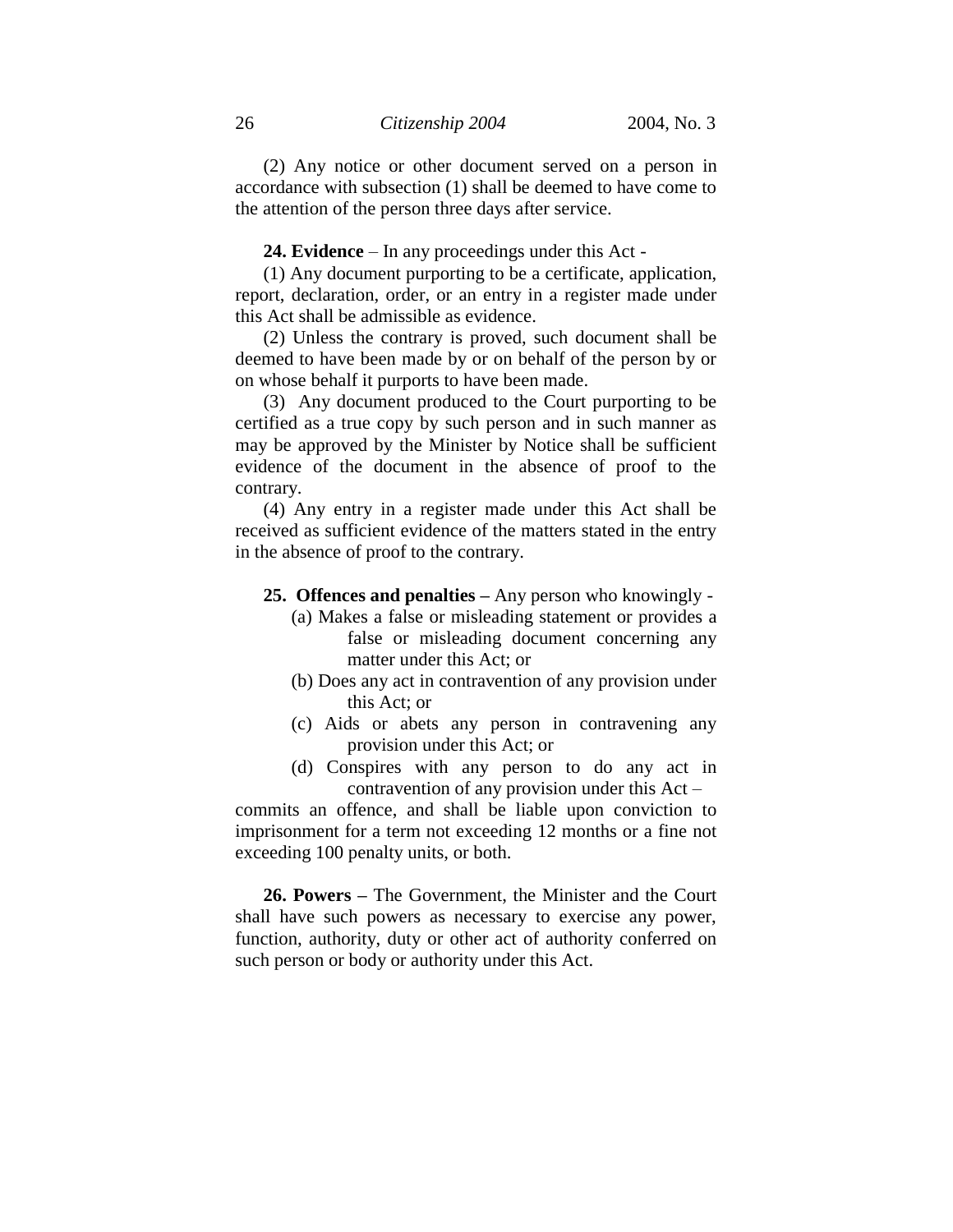(2) Any notice or other document served on a person in accordance with subsection (1) shall be deemed to have come to the attention of the person three days after service.

**24. Evidence** – In any proceedings under this Act -

(1) Any document purporting to be a certificate, application, report, declaration, order, or an entry in a register made under this Act shall be admissible as evidence.

(2) Unless the contrary is proved, such document shall be deemed to have been made by or on behalf of the person by or on whose behalf it purports to have been made.

(3) Any document produced to the Court purporting to be certified as a true copy by such person and in such manner as may be approved by the Minister by Notice shall be sufficient evidence of the document in the absence of proof to the contrary.

(4) Any entry in a register made under this Act shall be received as sufficient evidence of the matters stated in the entry in the absence of proof to the contrary.

**25. Offences and penalties –** Any person who knowingly -

(a) Makes a false or misleading statement or provides a false or misleading document concerning any matter under this Act; or

(b) Does any act in contravention of any provision under this Act; or

(c) Aids or abets any person in contravening any provision under this Act; or

(d) Conspires with any person to do any act in contravention of any provision under this Act –

commits an offence, and shall be liable upon conviction to imprisonment for a term not exceeding 12 months or a fine not exceeding 100 penalty units, or both.

**26. Powers –** The Government, the Minister and the Court shall have such powers as necessary to exercise any power, function, authority, duty or other act of authority conferred on such person or body or authority under this Act.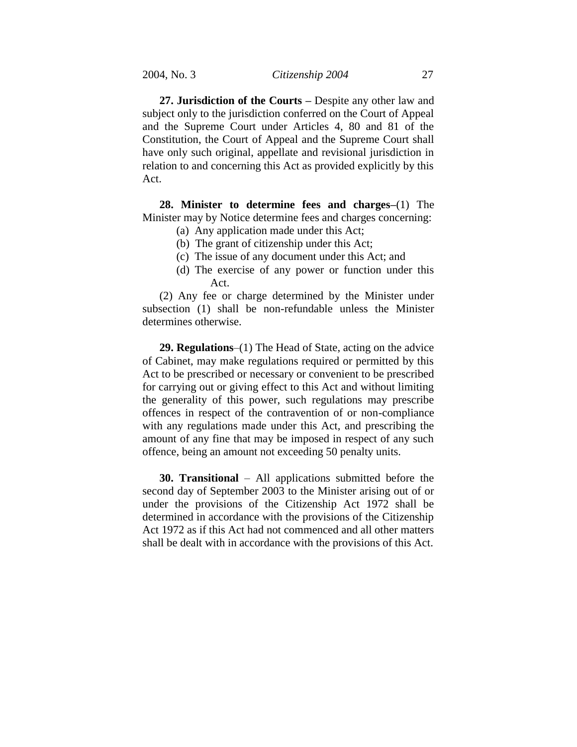**27. Jurisdiction of the Courts –** Despite any other law and subject only to the jurisdiction conferred on the Court of Appeal and the Supreme Court under Articles 4, 80 and 81 of the Constitution, the Court of Appeal and the Supreme Court shall have only such original, appellate and revisional jurisdiction in relation to and concerning this Act as provided explicitly by this Act.

**28. Minister to determine fees and charges–**(1) The Minister may by Notice determine fees and charges concerning:

- (a) Any application made under this Act;
- (b) The grant of citizenship under this Act;
- (c) The issue of any document under this Act; and
- (d) The exercise of any power or function under this Act.

(2) Any fee or charge determined by the Minister under subsection (1) shall be non-refundable unless the Minister determines otherwise.

**29. Regulations**–(1) The Head of State, acting on the advice of Cabinet, may make regulations required or permitted by this Act to be prescribed or necessary or convenient to be prescribed for carrying out or giving effect to this Act and without limiting the generality of this power, such regulations may prescribe offences in respect of the contravention of or non-compliance with any regulations made under this Act, and prescribing the amount of any fine that may be imposed in respect of any such offence, being an amount not exceeding 50 penalty units.

**30. Transitional** – All applications submitted before the second day of September 2003 to the Minister arising out of or under the provisions of the Citizenship Act 1972 shall be determined in accordance with the provisions of the Citizenship Act 1972 as if this Act had not commenced and all other matters shall be dealt with in accordance with the provisions of this Act.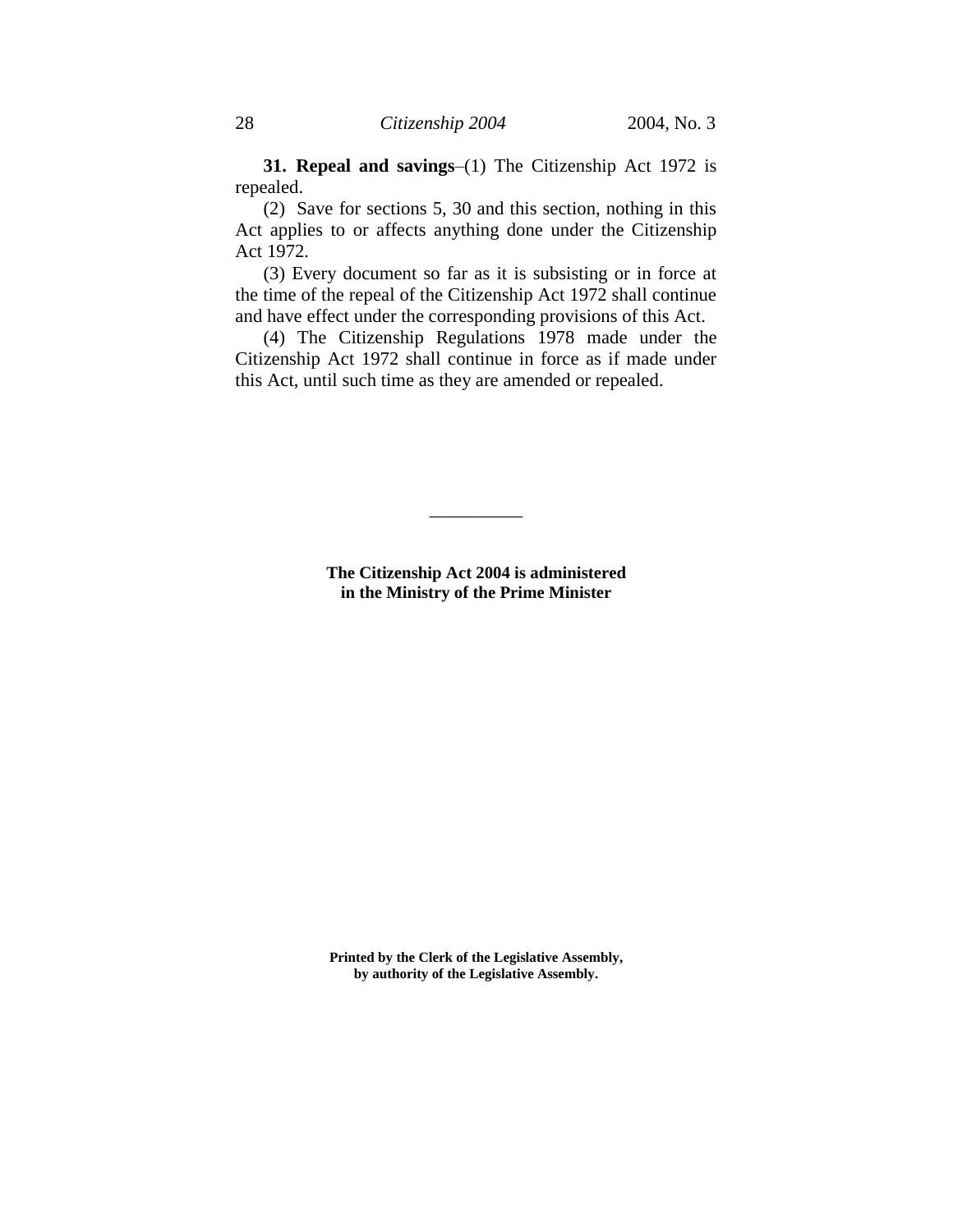**31. Repeal and savings**–(1) The Citizenship Act 1972 is repealed.

(2) Save for sections 5, 30 and this section, nothing in this Act applies to or affects anything done under the Citizenship Act 1972.

(3) Every document so far as it is subsisting or in force at the time of the repeal of the Citizenship Act 1972 shall continue and have effect under the corresponding provisions of this Act.

(4) The Citizenship Regulations 1978 made under the Citizenship Act 1972 shall continue in force as if made under this Act, until such time as they are amended or repealed.

---

**The Citizenship Act 2004 is administered in the Ministry of the Prime Minister**

**Printed by the Clerk of the Legislative Assembly, by authority of the Legislative Assembly.**